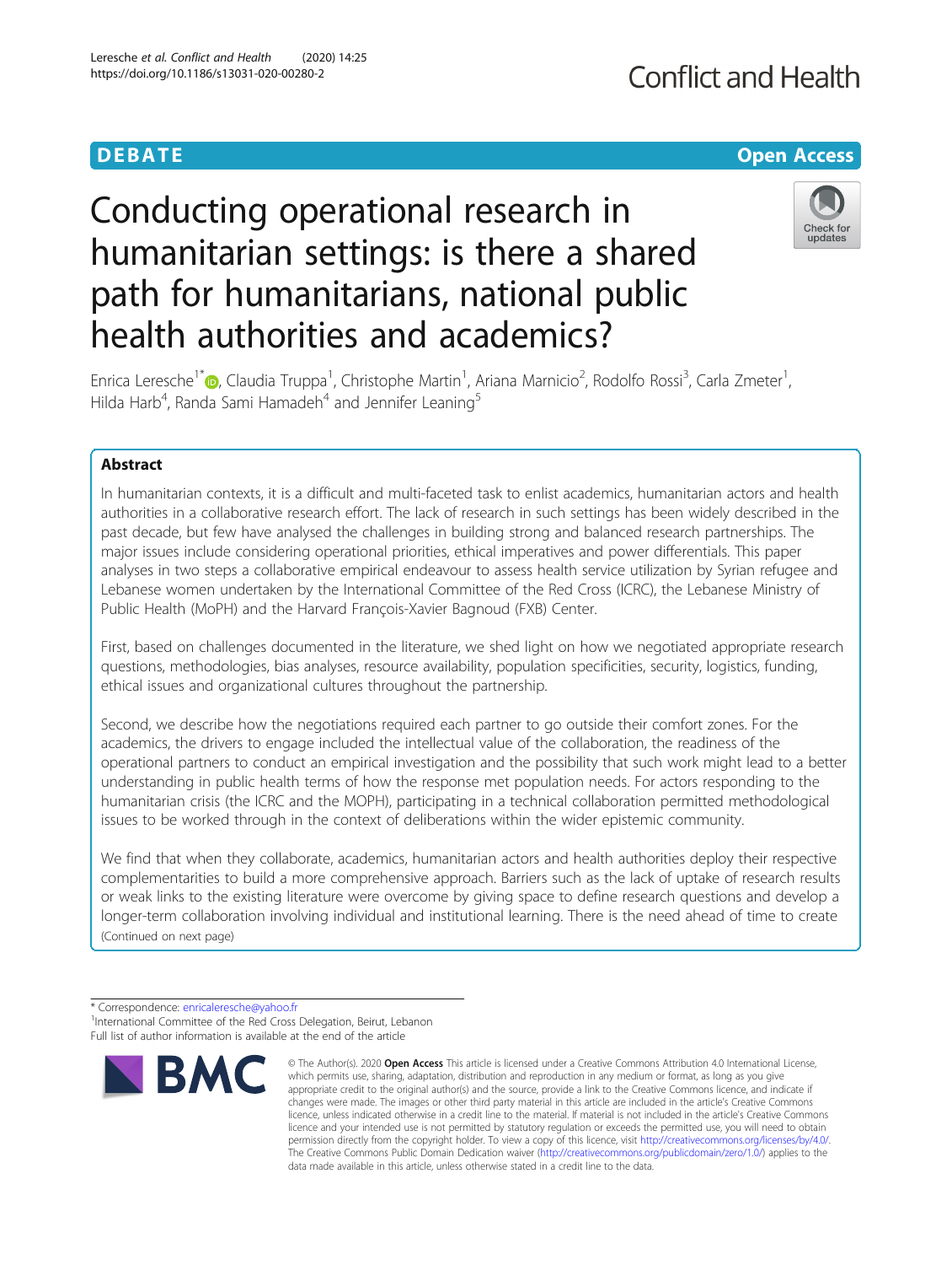DEBATE Open Access

# Conducting operational research in humanitarian settings: is there a shared path for humanitarians, national public health authorities and academics?

Enrica Leresche[1*], Claudia Truppa[1], Christophe Martin[1], Ariana Marnicio[2], Rodolfo Rossi[3], Carla Zmeter[1], Hilda Harb[4], Randa Sami Hamadeh[4] and Jennifer Leaning[5]

## Abstract

In humanitarian contexts, it is a difficult and multi-faceted task to enlist academics, humanitarian actors and health authorities in a collaborative research effort. The lack of research in such settings has been widely described in the past decade, but few have analysed the challenges in building strong and balanced research partnerships. The major issues include considering operational priorities, ethical imperatives and power differentials. This paper analyses in two steps a collaborative empirical endeavour to assess health service utilization by Syrian refugee and Lebanese women undertaken by the International Committee of the Red Cross (ICRC), the Lebanese Ministry of Public Health (MoPH) and the Harvard François-Xavier Bagnoud (FXB) Center.

First, based on challenges documented in the literature, we shed light on how we negotiated appropriate research questions, methodologies, bias analyses, resource availability, population specificities, security, logistics, funding, ethical issues and organizational cultures throughout the partnership.

Second, we describe how the negotiations required each partner to go outside their comfort zones. For the academics, the drivers to engage included the intellectual value of the collaboration, the readiness of the operational partners to conduct an empirical investigation and the possibility that such work might lead to a better understanding in public health terms of how the response met population needs. For actors responding to the humanitarian crisis (the ICRC and the MOPH), participating in a technical collaboration permitted methodological issues to be worked through in the context of deliberations within the wider epistemic community.

We find that when they collaborate, academics, humanitarian actors and health authorities deploy their respective complementarities to build a more comprehensive approach. Barriers such as the lack of uptake of research results or weak links to the existing literature were overcome by giving space to define research questions and develop a longer-term collaboration involving individual and institutional learning. There is the need ahead of time to create

(Continued on next page)

* Correspondence: enricaleresche@yahoo.fr
[1]International Committee of the Red Cross Delegation, Beirut, Lebanon
Full list of author information is available at the end of the article

© The Author(s). 2020 **Open Access** This article is licensed under a Creative Commons Attribution 4.0 International License, which permits use, sharing, adaptation, distribution and reproduction in any medium or format, as long as you give appropriate credit to the original author(s) and the source, provide a link to the Creative Commons licence, and indicate if changes were made. The images or other third party material in this article are included in the article's Creative Commons licence, unless indicated otherwise in a credit line to the material. If material is not included in the article's Creative Commons licence and your intended use is not permitted by statutory regulation or exceeds the permitted use, you will need to obtain permission directly from the copyright holder. To view a copy of this licence, visit http://creativecommons.org/licenses/by/4.0/. The Creative Commons Public Domain Dedication waiver (http://creativecommons.org/publicdomain/zero/1.0/) applies to the data made available in this article, unless otherwise stated in a credit line to the data.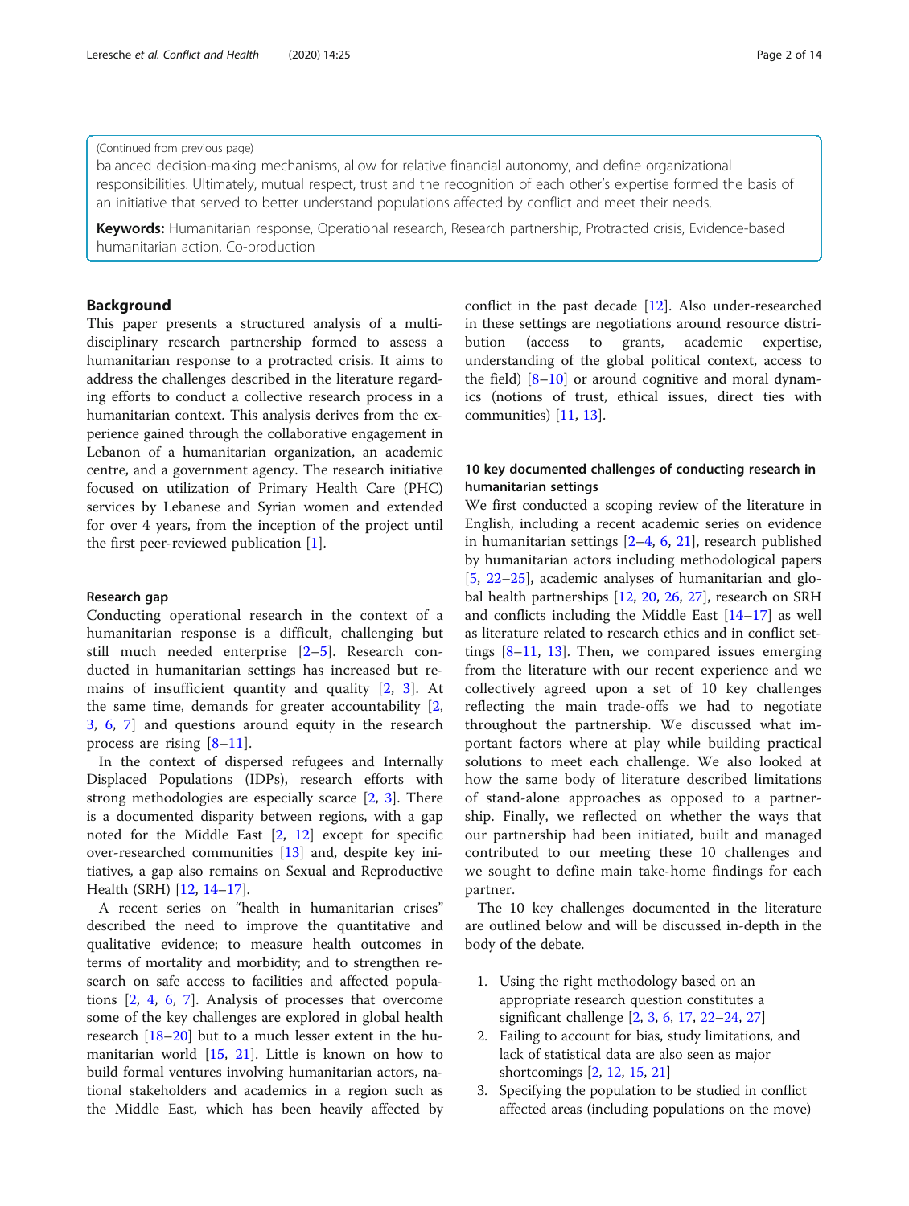(Continued from previous page)

balanced decision-making mechanisms, allow for relative financial autonomy, and define organizational responsibilities. Ultimately, mutual respect, trust and the recognition of each other's expertise formed the basis of an initiative that served to better understand populations affected by conflict and meet their needs.

**Keywords:** Humanitarian response, Operational research, Research partnership, Protracted crisis, Evidence-based humanitarian action, Co-production

## Background

This paper presents a structured analysis of a multidisciplinary research partnership formed to assess a humanitarian response to a protracted crisis. It aims to address the challenges described in the literature regarding efforts to conduct a collective research process in a humanitarian context. This analysis derives from the experience gained through the collaborative engagement in Lebanon of a humanitarian organization, an academic centre, and a government agency. The research initiative focused on utilization of Primary Health Care (PHC) services by Lebanese and Syrian women and extended for over 4 years, from the inception of the project until the first peer-reviewed publication [1].

### Research gap

Conducting operational research in the context of a humanitarian response is a difficult, challenging but still much needed enterprise [2–5]. Research conducted in humanitarian settings has increased but remains of insufficient quantity and quality [2, 3]. At the same time, demands for greater accountability [2, 3, 6, 7] and questions around equity in the research process are rising [8–11].

In the context of dispersed refugees and Internally Displaced Populations (IDPs), research efforts with strong methodologies are especially scarce [2, 3]. There is a documented disparity between regions, with a gap noted for the Middle East [2, 12] except for specific over-researched communities [13] and, despite key initiatives, a gap also remains on Sexual and Reproductive Health (SRH) [12, 14–17].

A recent series on "health in humanitarian crises" described the need to improve the quantitative and qualitative evidence; to measure health outcomes in terms of mortality and morbidity; and to strengthen research on safe access to facilities and affected populations [2, 4, 6, 7]. Analysis of processes that overcome some of the key challenges are explored in global health research [18–20] but to a much lesser extent in the humanitarian world [15, 21]. Little is known on how to build formal ventures involving humanitarian actors, national stakeholders and academics in a region such as the Middle East, which has been heavily affected by conflict in the past decade [12]. Also under-researched in these settings are negotiations around resource distribution (access to grants, academic expertise, understanding of the global political context, access to the field) [8–10] or around cognitive and moral dynamics (notions of trust, ethical issues, direct ties with communities) [11, 13].

### 10 key documented challenges of conducting research in humanitarian settings

We first conducted a scoping review of the literature in English, including a recent academic series on evidence in humanitarian settings [2–4, 6, 21], research published by humanitarian actors including methodological papers [5, 22–25], academic analyses of humanitarian and global health partnerships [12, 20, 26, 27], research on SRH and conflicts including the Middle East [14–17] as well as literature related to research ethics and in conflict settings [8–11, 13]. Then, we compared issues emerging from the literature with our recent experience and we collectively agreed upon a set of 10 key challenges reflecting the main trade-offs we had to negotiate throughout the partnership. We discussed what important factors where at play while building practical solutions to meet each challenge. We also looked at how the same body of literature described limitations of stand-alone approaches as opposed to a partnership. Finally, we reflected on whether the ways that our partnership had been initiated, built and managed contributed to our meeting these 10 challenges and we sought to define main take-home findings for each partner.

The 10 key challenges documented in the literature are outlined below and will be discussed in-depth in the body of the debate.

1. Using the right methodology based on an appropriate research question constitutes a significant challenge [2, 3, 6, 17, 22–24, 27]
2. Failing to account for bias, study limitations, and lack of statistical data are also seen as major shortcomings [2, 12, 15, 21]
3. Specifying the population to be studied in conflict affected areas (including populations on the move)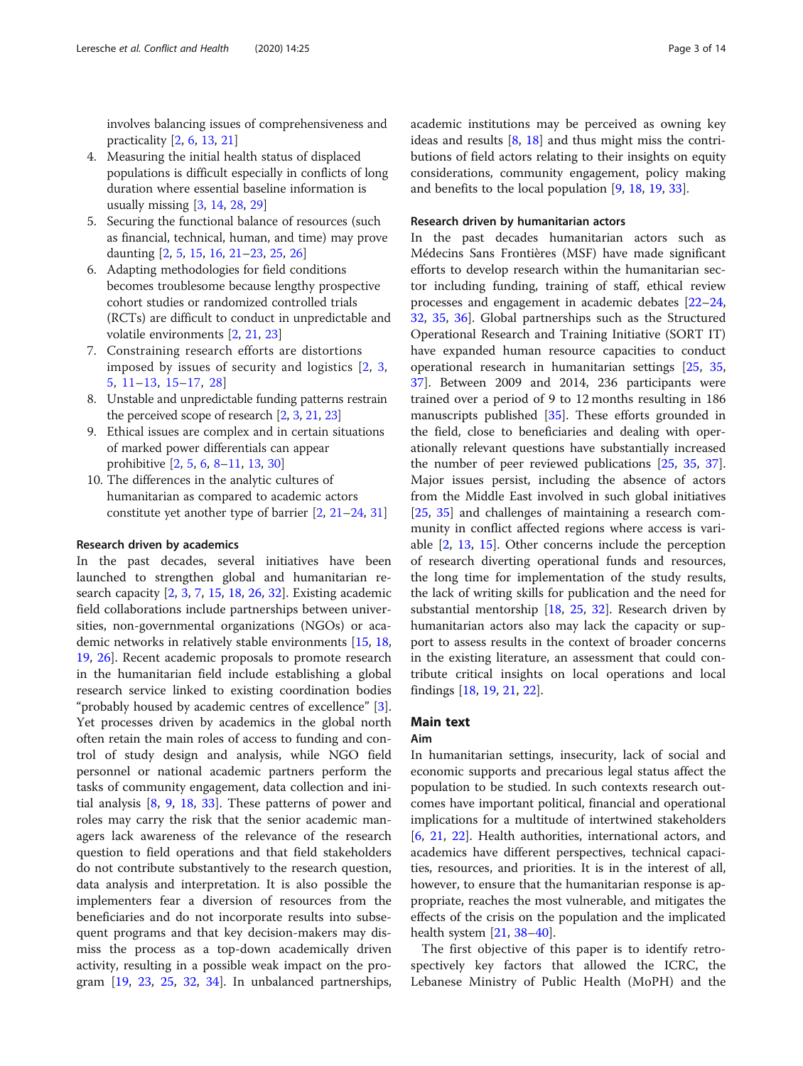involves balancing issues of comprehensiveness and practicality [2, 6, 13, 21]

4. Measuring the initial health status of displaced populations is difficult especially in conflicts of long duration where essential baseline information is usually missing [3, 14, 28, 29]
5. Securing the functional balance of resources (such as financial, technical, human, and time) may prove daunting [2, 5, 15, 16, 21–23, 25, 26]
6. Adapting methodologies for field conditions becomes troublesome because lengthy prospective cohort studies or randomized controlled trials (RCTs) are difficult to conduct in unpredictable and volatile environments [2, 21, 23]
7. Constraining research efforts are distortions imposed by issues of security and logistics [2, 3, 5, 11–13, 15–17, 28]
8. Unstable and unpredictable funding patterns restrain the perceived scope of research [2, 3, 21, 23]
9. Ethical issues are complex and in certain situations of marked power differentials can appear prohibitive [2, 5, 6, 8–11, 13, 30]
10. The differences in the analytic cultures of humanitarian as compared to academic actors constitute yet another type of barrier [2, 21–24, 31]

#### Research driven by academics

In the past decades, several initiatives have been launched to strengthen global and humanitarian research capacity [2, 3, 7, 15, 18, 26, 32]. Existing academic field collaborations include partnerships between universities, non-governmental organizations (NGOs) or academic networks in relatively stable environments [15, 18, 19, 26]. Recent academic proposals to promote research in the humanitarian field include establishing a global research service linked to existing coordination bodies "probably housed by academic centres of excellence" [3]. Yet processes driven by academics in the global north often retain the main roles of access to funding and control of study design and analysis, while NGO field personnel or national academic partners perform the tasks of community engagement, data collection and initial analysis [8, 9, 18, 33]. These patterns of power and roles may carry the risk that the senior academic managers lack awareness of the relevance of the research question to field operations and that field stakeholders do not contribute substantively to the research question, data analysis and interpretation. It is also possible the implementers fear a diversion of resources from the beneficiaries and do not incorporate results into subsequent programs and that key decision-makers may dismiss the process as a top-down academically driven activity, resulting in a possible weak impact on the program [19, 23, 25, 32, 34]. In unbalanced partnerships, academic institutions may be perceived as owning key ideas and results [8, 18] and thus might miss the contributions of field actors relating to their insights on equity considerations, community engagement, policy making and benefits to the local population [9, 18, 19, 33].

#### Research driven by humanitarian actors

In the past decades humanitarian actors such as Médecins Sans Frontières (MSF) have made significant efforts to develop research within the humanitarian sector including funding, training of staff, ethical review processes and engagement in academic debates [22–24, 32, 35, 36]. Global partnerships such as the Structured Operational Research and Training Initiative (SORT IT) have expanded human resource capacities to conduct operational research in humanitarian settings [25, 35, 37]. Between 2009 and 2014, 236 participants were trained over a period of 9 to 12 months resulting in 186 manuscripts published [35]. These efforts grounded in the field, close to beneficiaries and dealing with operationally relevant questions have substantially increased the number of peer reviewed publications [25, 35, 37]. Major issues persist, including the absence of actors from the Middle East involved in such global initiatives [25, 35] and challenges of maintaining a research community in conflict affected regions where access is variable [2, 13, 15]. Other concerns include the perception of research diverting operational funds and resources, the long time for implementation of the study results, the lack of writing skills for publication and the need for substantial mentorship [18, 25, 32]. Research driven by humanitarian actors also may lack the capacity or support to assess results in the context of broader concerns in the existing literature, an assessment that could contribute critical insights on local operations and local findings [18, 19, 21, 22].

## Main text

### Aim

In humanitarian settings, insecurity, lack of social and economic supports and precarious legal status affect the population to be studied. In such contexts research outcomes have important political, financial and operational implications for a multitude of intertwined stakeholders [6, 21, 22]. Health authorities, international actors, and academics have different perspectives, technical capacities, resources, and priorities. It is in the interest of all, however, to ensure that the humanitarian response is appropriate, reaches the most vulnerable, and mitigates the effects of the crisis on the population and the implicated health system [21, 38–40].

The first objective of this paper is to identify retrospectively key factors that allowed the ICRC, the Lebanese Ministry of Public Health (MoPH) and the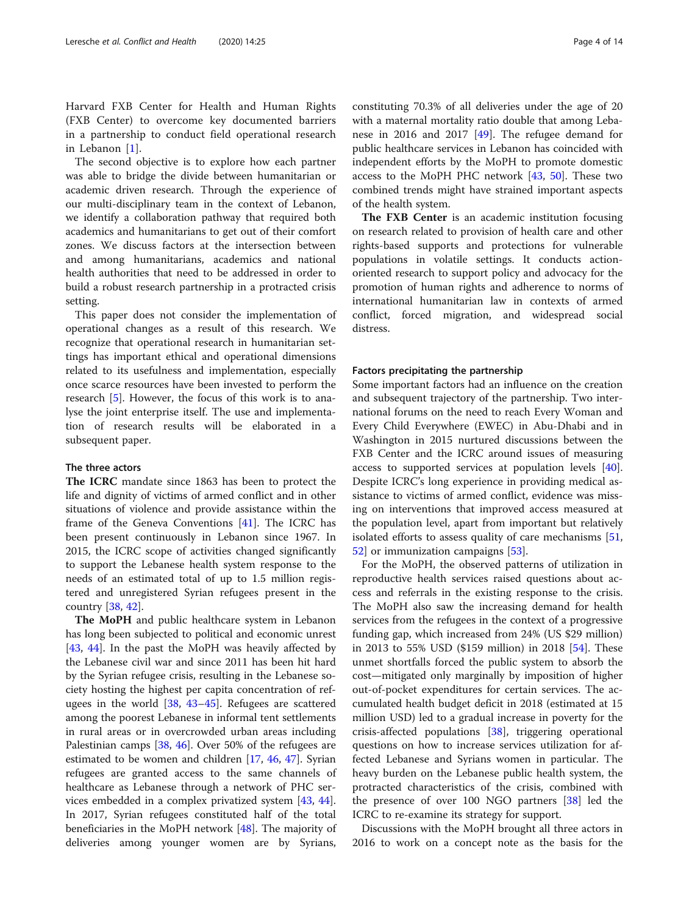Harvard FXB Center for Health and Human Rights (FXB Center) to overcome key documented barriers in a partnership to conduct field operational research in Lebanon [1].

The second objective is to explore how each partner was able to bridge the divide between humanitarian or academic driven research. Through the experience of our multi-disciplinary team in the context of Lebanon, we identify a collaboration pathway that required both academics and humanitarians to get out of their comfort zones. We discuss factors at the intersection between and among humanitarians, academics and national health authorities that need to be addressed in order to build a robust research partnership in a protracted crisis setting.

This paper does not consider the implementation of operational changes as a result of this research. We recognize that operational research in humanitarian settings has important ethical and operational dimensions related to its usefulness and implementation, especially once scarce resources have been invested to perform the research [5]. However, the focus of this work is to analyse the joint enterprise itself. The use and implementation of research results will be elaborated in a subsequent paper.

### The three actors

**The ICRC** mandate since 1863 has been to protect the life and dignity of victims of armed conflict and in other situations of violence and provide assistance within the frame of the Geneva Conventions [41]. The ICRC has been present continuously in Lebanon since 1967. In 2015, the ICRC scope of activities changed significantly to support the Lebanese health system response to the needs of an estimated total of up to 1.5 million registered and unregistered Syrian refugees present in the country [38, 42].

**The MoPH** and public healthcare system in Lebanon has long been subjected to political and economic unrest [43, 44]. In the past the MoPH was heavily affected by the Lebanese civil war and since 2011 has been hit hard by the Syrian refugee crisis, resulting in the Lebanese society hosting the highest per capita concentration of refugees in the world [38, 43–45]. Refugees are scattered among the poorest Lebanese in informal tent settlements in rural areas or in overcrowded urban areas including Palestinian camps [38, 46]. Over 50% of the refugees are estimated to be women and children [17, 46, 47]. Syrian refugees are granted access to the same channels of healthcare as Lebanese through a network of PHC services embedded in a complex privatized system [43, 44]. In 2017, Syrian refugees constituted half of the total beneficiaries in the MoPH network [48]. The majority of deliveries among younger women are by Syrians, constituting 70.3% of all deliveries under the age of 20 with a maternal mortality ratio double that among Lebanese in 2016 and 2017 [49]. The refugee demand for public healthcare services in Lebanon has coincided with independent efforts by the MoPH to promote domestic access to the MoPH PHC network [43, 50]. These two combined trends might have strained important aspects of the health system.

**The FXB Center** is an academic institution focusing on research related to provision of health care and other rights-based supports and protections for vulnerable populations in volatile settings. It conducts action-oriented research to support policy and advocacy for the promotion of human rights and adherence to norms of international humanitarian law in contexts of armed conflict, forced migration, and widespread social distress.

### Factors precipitating the partnership

Some important factors had an influence on the creation and subsequent trajectory of the partnership. Two international forums on the need to reach Every Woman and Every Child Everywhere (EWEC) in Abu-Dhabi and in Washington in 2015 nurtured discussions between the FXB Center and the ICRC around issues of measuring access to supported services at population levels [40]. Despite ICRC's long experience in providing medical assistance to victims of armed conflict, evidence was missing on interventions that improved access measured at the population level, apart from important but relatively isolated efforts to assess quality of care mechanisms [51, 52] or immunization campaigns [53].

For the MoPH, the observed patterns of utilization in reproductive health services raised questions about access and referrals in the existing response to the crisis. The MoPH also saw the increasing demand for health services from the refugees in the context of a progressive funding gap, which increased from 24% (US $29 million) in 2013 to 55% USD ($159 million) in 2018 [54]. These unmet shortfalls forced the public system to absorb the cost—mitigated only marginally by imposition of higher out-of-pocket expenditures for certain services. The accumulated health budget deficit in 2018 (estimated at 15 million USD) led to a gradual increase in poverty for the crisis-affected populations [38], triggering operational questions on how to increase services utilization for affected Lebanese and Syrians women in particular. The heavy burden on the Lebanese public health system, the protracted characteristics of the crisis, combined with the presence of over 100 NGO partners [38] led the ICRC to re-examine its strategy for support.

Discussions with the MoPH brought all three actors in 2016 to work on a concept note as the basis for the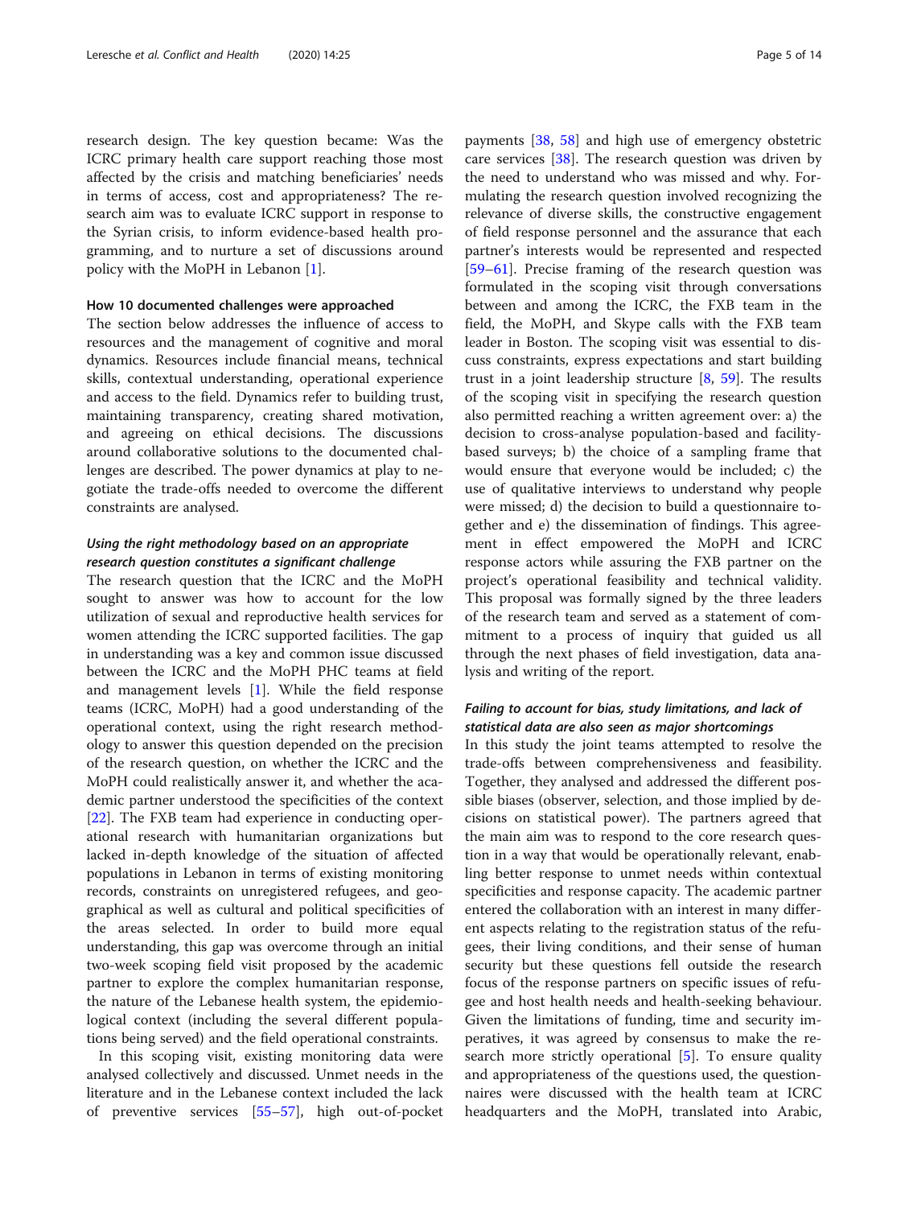research design. The key question became: Was the ICRC primary health care support reaching those most affected by the crisis and matching beneficiaries' needs in terms of access, cost and appropriateness? The research aim was to evaluate ICRC support in response to the Syrian crisis, to inform evidence-based health programming, and to nurture a set of discussions around policy with the MoPH in Lebanon [1].

#### How 10 documented challenges were approached

The section below addresses the influence of access to resources and the management of cognitive and moral dynamics. Resources include financial means, technical skills, contextual understanding, operational experience and access to the field. Dynamics refer to building trust, maintaining transparency, creating shared motivation, and agreeing on ethical decisions. The discussions around collaborative solutions to the documented challenges are described. The power dynamics at play to negotiate the trade-offs needed to overcome the different constraints are analysed.

##### *Using the right methodology based on an appropriate research question constitutes a significant challenge*

The research question that the ICRC and the MoPH sought to answer was how to account for the low utilization of sexual and reproductive health services for women attending the ICRC supported facilities. The gap in understanding was a key and common issue discussed between the ICRC and the MoPH PHC teams at field and management levels [1]. While the field response teams (ICRC, MoPH) had a good understanding of the operational context, using the right research methodology to answer this question depended on the precision of the research question, on whether the ICRC and the MoPH could realistically answer it, and whether the academic partner understood the specificities of the context [22]. The FXB team had experience in conducting operational research with humanitarian organizations but lacked in-depth knowledge of the situation of affected populations in Lebanon in terms of existing monitoring records, constraints on unregistered refugees, and geographical as well as cultural and political specificities of the areas selected. In order to build more equal understanding, this gap was overcome through an initial two-week scoping field visit proposed by the academic partner to explore the complex humanitarian response, the nature of the Lebanese health system, the epidemiological context (including the several different populations being served) and the field operational constraints.

In this scoping visit, existing monitoring data were analysed collectively and discussed. Unmet needs in the literature and in the Lebanese context included the lack of preventive services [55–57], high out-of-pocket payments [38, 58] and high use of emergency obstetric care services [38]. The research question was driven by the need to understand who was missed and why. Formulating the research question involved recognizing the relevance of diverse skills, the constructive engagement of field response personnel and the assurance that each partner's interests would be represented and respected [59–61]. Precise framing of the research question was formulated in the scoping visit through conversations between and among the ICRC, the FXB team in the field, the MoPH, and Skype calls with the FXB team leader in Boston. The scoping visit was essential to discuss constraints, express expectations and start building trust in a joint leadership structure [8, 59]. The results of the scoping visit in specifying the research question also permitted reaching a written agreement over: a) the decision to cross-analyse population-based and facility-based surveys; b) the choice of a sampling frame that would ensure that everyone would be included; c) the use of qualitative interviews to understand why people were missed; d) the decision to build a questionnaire together and e) the dissemination of findings. This agreement in effect empowered the MoPH and ICRC response actors while assuring the FXB partner on the project's operational feasibility and technical validity. This proposal was formally signed by the three leaders of the research team and served as a statement of commitment to a process of inquiry that guided us all through the next phases of field investigation, data analysis and writing of the report.

##### *Failing to account for bias, study limitations, and lack of statistical data are also seen as major shortcomings*

In this study the joint teams attempted to resolve the trade-offs between comprehensiveness and feasibility. Together, they analysed and addressed the different possible biases (observer, selection, and those implied by decisions on statistical power). The partners agreed that the main aim was to respond to the core research question in a way that would be operationally relevant, enabling better response to unmet needs within contextual specificities and response capacity. The academic partner entered the collaboration with an interest in many different aspects relating to the registration status of the refugees, their living conditions, and their sense of human security but these questions fell outside the research focus of the response partners on specific issues of refugee and host health needs and health-seeking behaviour. Given the limitations of funding, time and security imperatives, it was agreed by consensus to make the research more strictly operational [5]. To ensure quality and appropriateness of the questions used, the questionnaires were discussed with the health team at ICRC headquarters and the MoPH, translated into Arabic,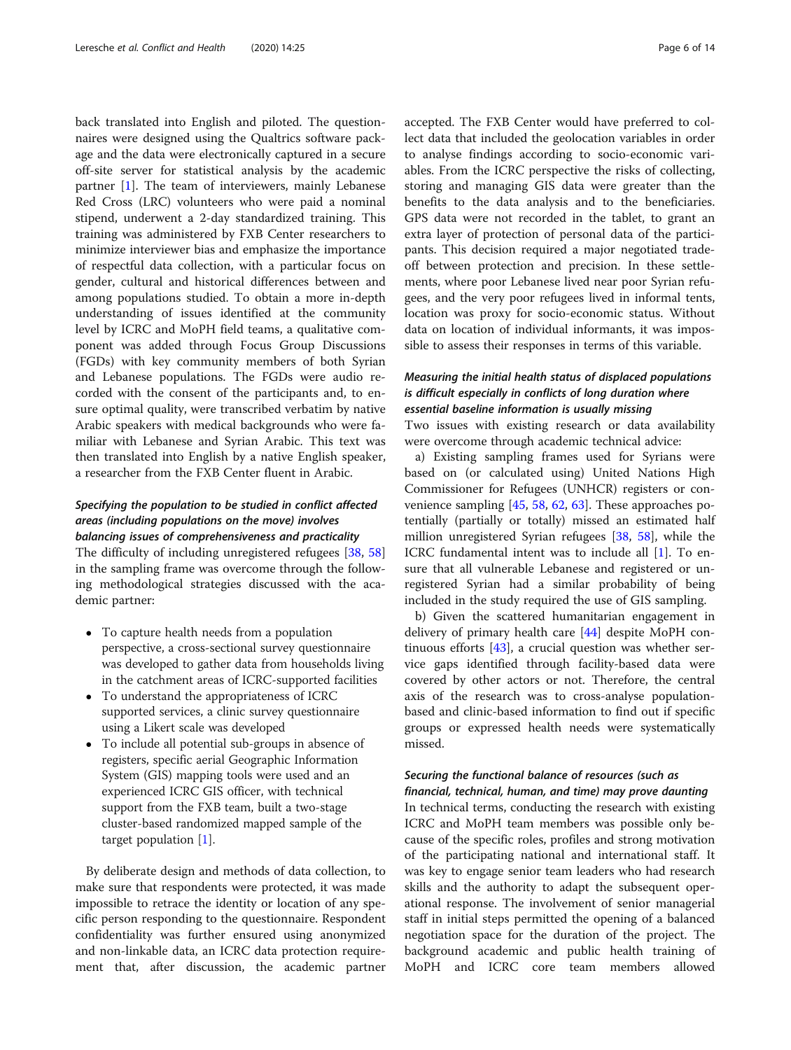back translated into English and piloted. The questionnaires were designed using the Qualtrics software package and the data were electronically captured in a secure off-site server for statistical analysis by the academic partner [1]. The team of interviewers, mainly Lebanese Red Cross (LRC) volunteers who were paid a nominal stipend, underwent a 2-day standardized training. This training was administered by FXB Center researchers to minimize interviewer bias and emphasize the importance of respectful data collection, with a particular focus on gender, cultural and historical differences between and among populations studied. To obtain a more in-depth understanding of issues identified at the community level by ICRC and MoPH field teams, a qualitative component was added through Focus Group Discussions (FGDs) with key community members of both Syrian and Lebanese populations. The FGDs were audio recorded with the consent of the participants and, to ensure optimal quality, were transcribed verbatim by native Arabic speakers with medical backgrounds who were familiar with Lebanese and Syrian Arabic. This text was then translated into English by a native English speaker, a researcher from the FXB Center fluent in Arabic.

### *Specifying the population to be studied in conflict affected areas (including populations on the move) involves balancing issues of comprehensiveness and practicality*

The difficulty of including unregistered refugees [38, 58] in the sampling frame was overcome through the following methodological strategies discussed with the academic partner:

- To capture health needs from a population perspective, a cross-sectional survey questionnaire was developed to gather data from households living in the catchment areas of ICRC-supported facilities
- To understand the appropriateness of ICRC supported services, a clinic survey questionnaire using a Likert scale was developed
- To include all potential sub-groups in absence of registers, specific aerial Geographic Information System (GIS) mapping tools were used and an experienced ICRC GIS officer, with technical support from the FXB team, built a two-stage cluster-based randomized mapped sample of the target population [1].

By deliberate design and methods of data collection, to make sure that respondents were protected, it was made impossible to retrace the identity or location of any specific person responding to the questionnaire. Respondent confidentiality was further ensured using anonymized and non-linkable data, an ICRC data protection requirement that, after discussion, the academic partner accepted. The FXB Center would have preferred to collect data that included the geolocation variables in order to analyse findings according to socio-economic variables. From the ICRC perspective the risks of collecting, storing and managing GIS data were greater than the benefits to the data analysis and to the beneficiaries. GPS data were not recorded in the tablet, to grant an extra layer of protection of personal data of the participants. This decision required a major negotiated trade-off between protection and precision. In these settlements, where poor Lebanese lived near poor Syrian refugees, and the very poor refugees lived in informal tents, location was proxy for socio-economic status. Without data on location of individual informants, it was impossible to assess their responses in terms of this variable.

### *Measuring the initial health status of displaced populations is difficult especially in conflicts of long duration where essential baseline information is usually missing*

Two issues with existing research or data availability were overcome through academic technical advice:

a) Existing sampling frames used for Syrians were based on (or calculated using) United Nations High Commissioner for Refugees (UNHCR) registers or convenience sampling [45, 58, 62, 63]. These approaches potentially (partially or totally) missed an estimated half million unregistered Syrian refugees [38, 58], while the ICRC fundamental intent was to include all [1]. To ensure that all vulnerable Lebanese and registered or unregistered Syrian had a similar probability of being included in the study required the use of GIS sampling.

b) Given the scattered humanitarian engagement in delivery of primary health care [44] despite MoPH continuous efforts [43], a crucial question was whether service gaps identified through facility-based data were covered by other actors or not. Therefore, the central axis of the research was to cross-analyse population-based and clinic-based information to find out if specific groups or expressed health needs were systematically missed.

### *Securing the functional balance of resources (such as financial, technical, human, and time) may prove daunting*

In technical terms, conducting the research with existing ICRC and MoPH team members was possible only because of the specific roles, profiles and strong motivation of the participating national and international staff. It was key to engage senior team leaders who had research skills and the authority to adapt the subsequent operational response. The involvement of senior managerial staff in initial steps permitted the opening of a balanced negotiation space for the duration of the project. The background academic and public health training of MoPH and ICRC core team members allowed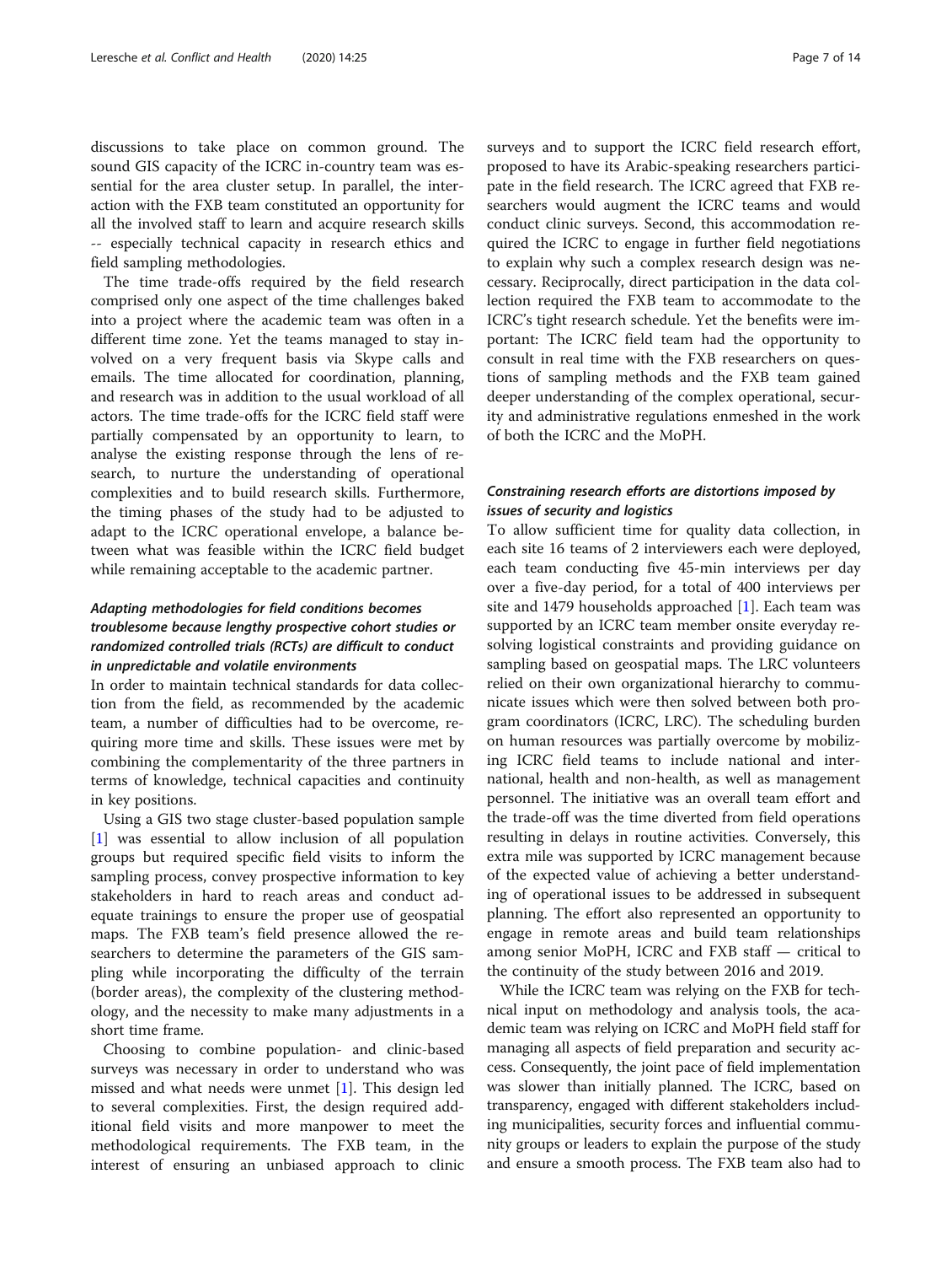discussions to take place on common ground. The sound GIS capacity of the ICRC in-country team was essential for the area cluster setup. In parallel, the interaction with the FXB team constituted an opportunity for all the involved staff to learn and acquire research skills -- especially technical capacity in research ethics and field sampling methodologies.

The time trade-offs required by the field research comprised only one aspect of the time challenges baked into a project where the academic team was often in a different time zone. Yet the teams managed to stay involved on a very frequent basis via Skype calls and emails. The time allocated for coordination, planning, and research was in addition to the usual workload of all actors. The time trade-offs for the ICRC field staff were partially compensated by an opportunity to learn, to analyse the existing response through the lens of research, to nurture the understanding of operational complexities and to build research skills. Furthermore, the timing phases of the study had to be adjusted to adapt to the ICRC operational envelope, a balance between what was feasible within the ICRC field budget while remaining acceptable to the academic partner.

### *Adapting methodologies for field conditions becomes troublesome because lengthy prospective cohort studies or randomized controlled trials (RCTs) are difficult to conduct in unpredictable and volatile environments*

In order to maintain technical standards for data collection from the field, as recommended by the academic team, a number of difficulties had to be overcome, requiring more time and skills. These issues were met by combining the complementarity of the three partners in terms of knowledge, technical capacities and continuity in key positions.

Using a GIS two stage cluster-based population sample [1] was essential to allow inclusion of all population groups but required specific field visits to inform the sampling process, convey prospective information to key stakeholders in hard to reach areas and conduct adequate trainings to ensure the proper use of geospatial maps. The FXB team's field presence allowed the researchers to determine the parameters of the GIS sampling while incorporating the difficulty of the terrain (border areas), the complexity of the clustering methodology, and the necessity to make many adjustments in a short time frame.

Choosing to combine population- and clinic-based surveys was necessary in order to understand who was missed and what needs were unmet [1]. This design led to several complexities. First, the design required additional field visits and more manpower to meet the methodological requirements. The FXB team, in the interest of ensuring an unbiased approach to clinic surveys and to support the ICRC field research effort, proposed to have its Arabic-speaking researchers participate in the field research. The ICRC agreed that FXB researchers would augment the ICRC teams and would conduct clinic surveys. Second, this accommodation required the ICRC to engage in further field negotiations to explain why such a complex research design was necessary. Reciprocally, direct participation in the data collection required the FXB team to accommodate to the ICRC's tight research schedule. Yet the benefits were important: The ICRC field team had the opportunity to consult in real time with the FXB researchers on questions of sampling methods and the FXB team gained deeper understanding of the complex operational, security and administrative regulations enmeshed in the work of both the ICRC and the MoPH.

### *Constraining research efforts are distortions imposed by issues of security and logistics*

To allow sufficient time for quality data collection, in each site 16 teams of 2 interviewers each were deployed, each team conducting five 45-min interviews per day over a five-day period, for a total of 400 interviews per site and 1479 households approached [1]. Each team was supported by an ICRC team member onsite everyday resolving logistical constraints and providing guidance on sampling based on geospatial maps. The LRC volunteers relied on their own organizational hierarchy to communicate issues which were then solved between both program coordinators (ICRC, LRC). The scheduling burden on human resources was partially overcome by mobilizing ICRC field teams to include national and international, health and non-health, as well as management personnel. The initiative was an overall team effort and the trade-off was the time diverted from field operations resulting in delays in routine activities. Conversely, this extra mile was supported by ICRC management because of the expected value of achieving a better understanding of operational issues to be addressed in subsequent planning. The effort also represented an opportunity to engage in remote areas and build team relationships among senior MoPH, ICRC and FXB staff — critical to the continuity of the study between 2016 and 2019.

While the ICRC team was relying on the FXB for technical input on methodology and analysis tools, the academic team was relying on ICRC and MoPH field staff for managing all aspects of field preparation and security access. Consequently, the joint pace of field implementation was slower than initially planned. The ICRC, based on transparency, engaged with different stakeholders including municipalities, security forces and influential community groups or leaders to explain the purpose of the study and ensure a smooth process. The FXB team also had to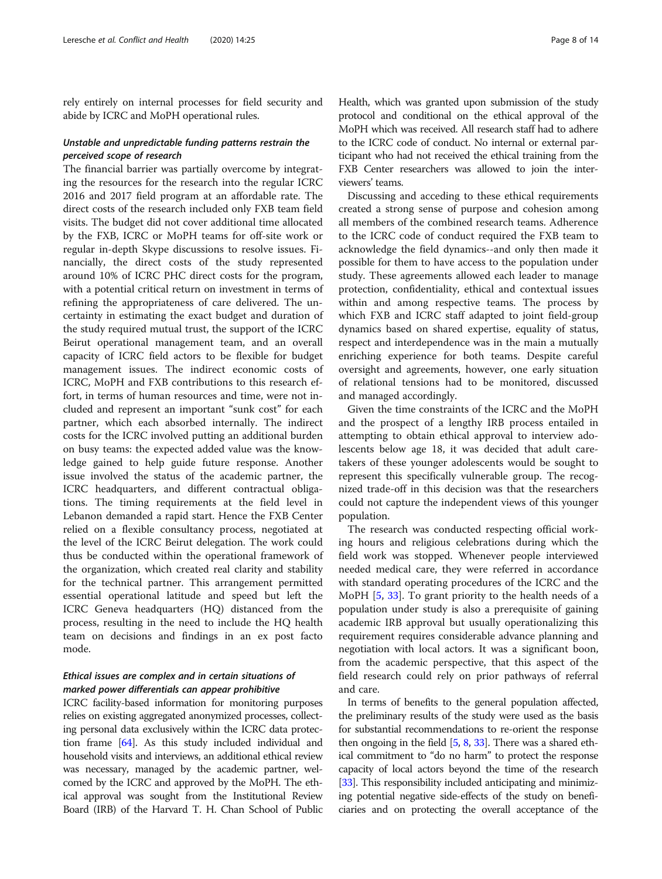rely entirely on internal processes for field security and abide by ICRC and MoPH operational rules.

### *Unstable and unpredictable funding patterns restrain the perceived scope of research*

The financial barrier was partially overcome by integrating the resources for the research into the regular ICRC 2016 and 2017 field program at an affordable rate. The direct costs of the research included only FXB team field visits. The budget did not cover additional time allocated by the FXB, ICRC or MoPH teams for off-site work or regular in-depth Skype discussions to resolve issues. Financially, the direct costs of the study represented around 10% of ICRC PHC direct costs for the program, with a potential critical return on investment in terms of refining the appropriateness of care delivered. The uncertainty in estimating the exact budget and duration of the study required mutual trust, the support of the ICRC Beirut operational management team, and an overall capacity of ICRC field actors to be flexible for budget management issues. The indirect economic costs of ICRC, MoPH and FXB contributions to this research effort, in terms of human resources and time, were not included and represent an important "sunk cost" for each partner, which each absorbed internally. The indirect costs for the ICRC involved putting an additional burden on busy teams: the expected added value was the knowledge gained to help guide future response. Another issue involved the status of the academic partner, the ICRC headquarters, and different contractual obligations. The timing requirements at the field level in Lebanon demanded a rapid start. Hence the FXB Center relied on a flexible consultancy process, negotiated at the level of the ICRC Beirut delegation. The work could thus be conducted within the operational framework of the organization, which created real clarity and stability for the technical partner. This arrangement permitted essential operational latitude and speed but left the ICRC Geneva headquarters (HQ) distanced from the process, resulting in the need to include the HQ health team on decisions and findings in an ex post facto mode.

### *Ethical issues are complex and in certain situations of marked power differentials can appear prohibitive*

ICRC facility-based information for monitoring purposes relies on existing aggregated anonymized processes, collecting personal data exclusively within the ICRC data protection frame [64]. As this study included individual and household visits and interviews, an additional ethical review was necessary, managed by the academic partner, welcomed by the ICRC and approved by the MoPH. The ethical approval was sought from the Institutional Review Board (IRB) of the Harvard T. H. Chan School of Public Health, which was granted upon submission of the study protocol and conditional on the ethical approval of the MoPH which was received. All research staff had to adhere to the ICRC code of conduct. No internal or external participant who had not received the ethical training from the FXB Center researchers was allowed to join the interviewers' teams.

Discussing and acceding to these ethical requirements created a strong sense of purpose and cohesion among all members of the combined research teams. Adherence to the ICRC code of conduct required the FXB team to acknowledge the field dynamics--and only then made it possible for them to have access to the population under study. These agreements allowed each leader to manage protection, confidentiality, ethical and contextual issues within and among respective teams. The process by which FXB and ICRC staff adapted to joint field-group dynamics based on shared expertise, equality of status, respect and interdependence was in the main a mutually enriching experience for both teams. Despite careful oversight and agreements, however, one early situation of relational tensions had to be monitored, discussed and managed accordingly.

Given the time constraints of the ICRC and the MoPH and the prospect of a lengthy IRB process entailed in attempting to obtain ethical approval to interview adolescents below age 18, it was decided that adult caretakers of these younger adolescents would be sought to represent this specifically vulnerable group. The recognized trade-off in this decision was that the researchers could not capture the independent views of this younger population.

The research was conducted respecting official working hours and religious celebrations during which the field work was stopped. Whenever people interviewed needed medical care, they were referred in accordance with standard operating procedures of the ICRC and the MoPH [5, 33]. To grant priority to the health needs of a population under study is also a prerequisite of gaining academic IRB approval but usually operationalizing this requirement requires considerable advance planning and negotiation with local actors. It was a significant boon, from the academic perspective, that this aspect of the field research could rely on prior pathways of referral and care.

In terms of benefits to the general population affected, the preliminary results of the study were used as the basis for substantial recommendations to re-orient the response then ongoing in the field [5, 8, 33]. There was a shared ethical commitment to "do no harm" to protect the response capacity of local actors beyond the time of the research [33]. This responsibility included anticipating and minimizing potential negative side-effects of the study on beneficiaries and on protecting the overall acceptance of the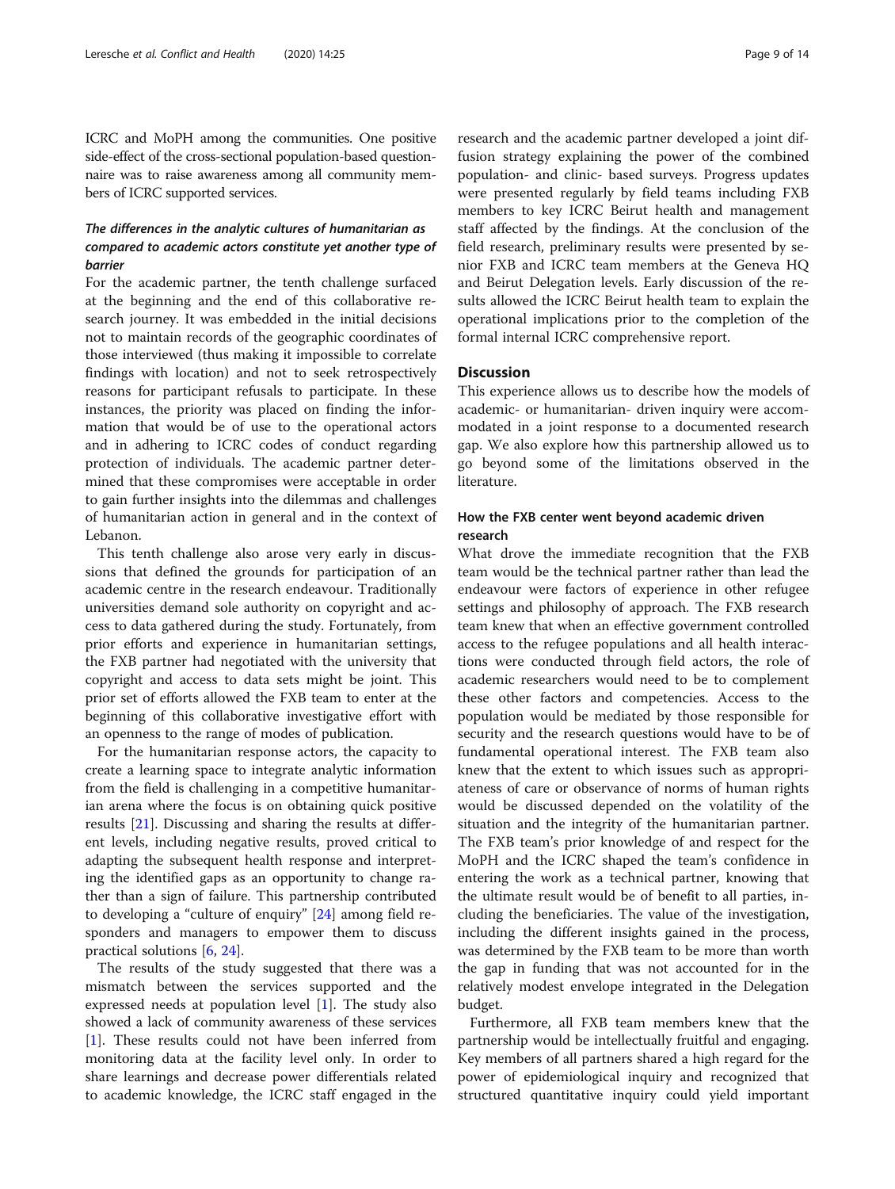ICRC and MoPH among the communities. One positive side-effect of the cross-sectional population-based questionnaire was to raise awareness among all community members of ICRC supported services.

### *The differences in the analytic cultures of humanitarian as compared to academic actors constitute yet another type of barrier*

For the academic partner, the tenth challenge surfaced at the beginning and the end of this collaborative research journey. It was embedded in the initial decisions not to maintain records of the geographic coordinates of those interviewed (thus making it impossible to correlate findings with location) and not to seek retrospectively reasons for participant refusals to participate. In these instances, the priority was placed on finding the information that would be of use to the operational actors and in adhering to ICRC codes of conduct regarding protection of individuals. The academic partner determined that these compromises were acceptable in order to gain further insights into the dilemmas and challenges of humanitarian action in general and in the context of Lebanon.

This tenth challenge also arose very early in discussions that defined the grounds for participation of an academic centre in the research endeavour. Traditionally universities demand sole authority on copyright and access to data gathered during the study. Fortunately, from prior efforts and experience in humanitarian settings, the FXB partner had negotiated with the university that copyright and access to data sets might be joint. This prior set of efforts allowed the FXB team to enter at the beginning of this collaborative investigative effort with an openness to the range of modes of publication.

For the humanitarian response actors, the capacity to create a learning space to integrate analytic information from the field is challenging in a competitive humanitarian arena where the focus is on obtaining quick positive results [21]. Discussing and sharing the results at different levels, including negative results, proved critical to adapting the subsequent health response and interpreting the identified gaps as an opportunity to change rather than a sign of failure. This partnership contributed to developing a "culture of enquiry" [24] among field responders and managers to empower them to discuss practical solutions [6, 24].

The results of the study suggested that there was a mismatch between the services supported and the expressed needs at population level [1]. The study also showed a lack of community awareness of these services [1]. These results could not have been inferred from monitoring data at the facility level only. In order to share learnings and decrease power differentials related to academic knowledge, the ICRC staff engaged in the research and the academic partner developed a joint diffusion strategy explaining the power of the combined population- and clinic- based surveys. Progress updates were presented regularly by field teams including FXB members to key ICRC Beirut health and management staff affected by the findings. At the conclusion of the field research, preliminary results were presented by senior FXB and ICRC team members at the Geneva HQ and Beirut Delegation levels. Early discussion of the results allowed the ICRC Beirut health team to explain the operational implications prior to the completion of the formal internal ICRC comprehensive report.

## Discussion

This experience allows us to describe how the models of academic- or humanitarian- driven inquiry were accommodated in a joint response to a documented research gap. We also explore how this partnership allowed us to go beyond some of the limitations observed in the literature.

### How the FXB center went beyond academic driven research

What drove the immediate recognition that the FXB team would be the technical partner rather than lead the endeavour were factors of experience in other refugee settings and philosophy of approach. The FXB research team knew that when an effective government controlled access to the refugee populations and all health interactions were conducted through field actors, the role of academic researchers would need to be to complement these other factors and competencies. Access to the population would be mediated by those responsible for security and the research questions would have to be of fundamental operational interest. The FXB team also knew that the extent to which issues such as appropriateness of care or observance of norms of human rights would be discussed depended on the volatility of the situation and the integrity of the humanitarian partner. The FXB team's prior knowledge of and respect for the MoPH and the ICRC shaped the team's confidence in entering the work as a technical partner, knowing that the ultimate result would be of benefit to all parties, including the beneficiaries. The value of the investigation, including the different insights gained in the process, was determined by the FXB team to be more than worth the gap in funding that was not accounted for in the relatively modest envelope integrated in the Delegation budget.

Furthermore, all FXB team members knew that the partnership would be intellectually fruitful and engaging. Key members of all partners shared a high regard for the power of epidemiological inquiry and recognized that structured quantitative inquiry could yield important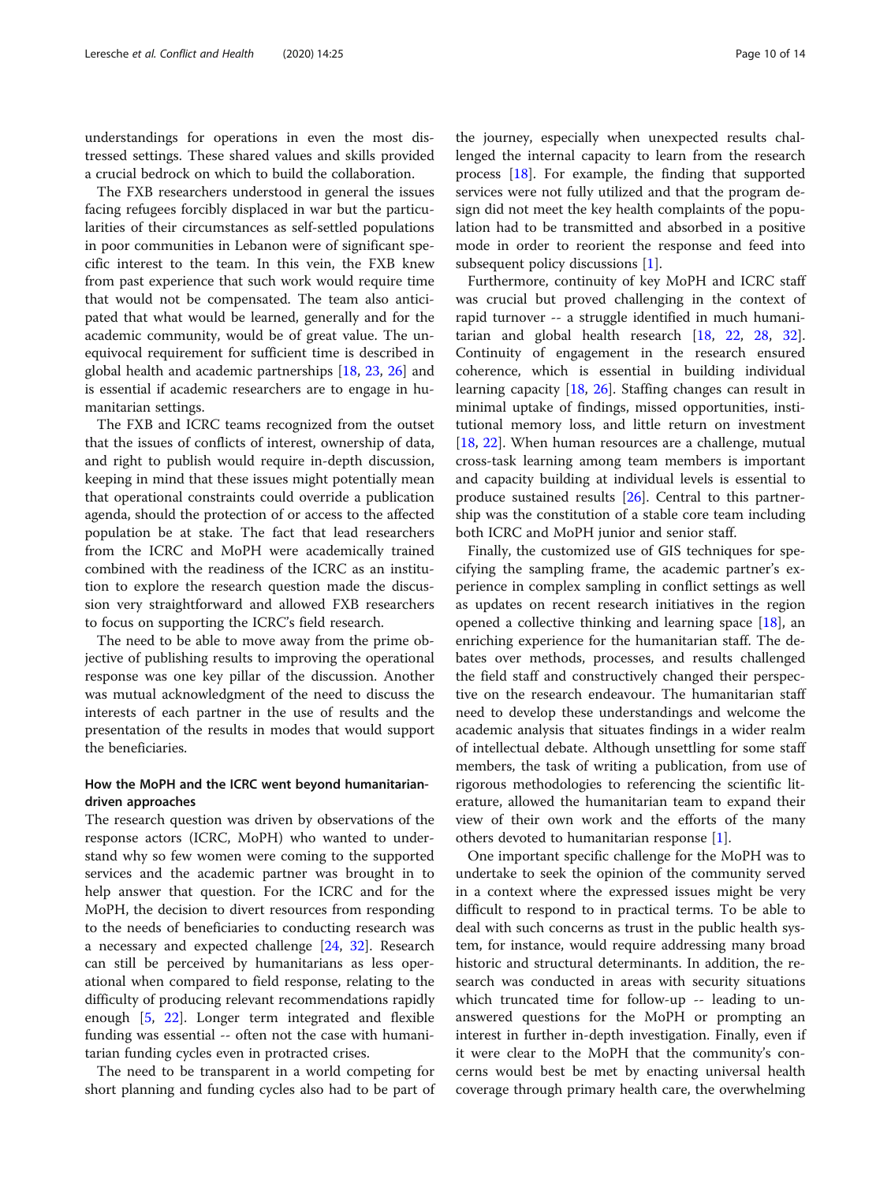understandings for operations in even the most distressed settings. These shared values and skills provided a crucial bedrock on which to build the collaboration.

The FXB researchers understood in general the issues facing refugees forcibly displaced in war but the particularities of their circumstances as self-settled populations in poor communities in Lebanon were of significant specific interest to the team. In this vein, the FXB knew from past experience that such work would require time that would not be compensated. The team also anticipated that what would be learned, generally and for the academic community, would be of great value. The unequivocal requirement for sufficient time is described in global health and academic partnerships [18, 23, 26] and is essential if academic researchers are to engage in humanitarian settings.

The FXB and ICRC teams recognized from the outset that the issues of conflicts of interest, ownership of data, and right to publish would require in-depth discussion, keeping in mind that these issues might potentially mean that operational constraints could override a publication agenda, should the protection of or access to the affected population be at stake. The fact that lead researchers from the ICRC and MoPH were academically trained combined with the readiness of the ICRC as an institution to explore the research question made the discussion very straightforward and allowed FXB researchers to focus on supporting the ICRC's field research.

The need to be able to move away from the prime objective of publishing results to improving the operational response was one key pillar of the discussion. Another was mutual acknowledgment of the need to discuss the interests of each partner in the use of results and the presentation of the results in modes that would support the beneficiaries.

### How the MoPH and the ICRC went beyond humanitarian-driven approaches

The research question was driven by observations of the response actors (ICRC, MoPH) who wanted to understand why so few women were coming to the supported services and the academic partner was brought in to help answer that question. For the ICRC and for the MoPH, the decision to divert resources from responding to the needs of beneficiaries to conducting research was a necessary and expected challenge [24, 32]. Research can still be perceived by humanitarians as less operational when compared to field response, relating to the difficulty of producing relevant recommendations rapidly enough [5, 22]. Longer term integrated and flexible funding was essential -- often not the case with humanitarian funding cycles even in protracted crises.

The need to be transparent in a world competing for short planning and funding cycles also had to be part of the journey, especially when unexpected results challenged the internal capacity to learn from the research process [18]. For example, the finding that supported services were not fully utilized and that the program design did not meet the key health complaints of the population had to be transmitted and absorbed in a positive mode in order to reorient the response and feed into subsequent policy discussions [1].

Furthermore, continuity of key MoPH and ICRC staff was crucial but proved challenging in the context of rapid turnover -- a struggle identified in much humanitarian and global health research [18, 22, 28, 32]. Continuity of engagement in the research ensured coherence, which is essential in building individual learning capacity [18, 26]. Staffing changes can result in minimal uptake of findings, missed opportunities, institutional memory loss, and little return on investment [18, 22]. When human resources are a challenge, mutual cross-task learning among team members is important and capacity building at individual levels is essential to produce sustained results [26]. Central to this partnership was the constitution of a stable core team including both ICRC and MoPH junior and senior staff.

Finally, the customized use of GIS techniques for specifying the sampling frame, the academic partner's experience in complex sampling in conflict settings as well as updates on recent research initiatives in the region opened a collective thinking and learning space [18], an enriching experience for the humanitarian staff. The debates over methods, processes, and results challenged the field staff and constructively changed their perspective on the research endeavour. The humanitarian staff need to develop these understandings and welcome the academic analysis that situates findings in a wider realm of intellectual debate. Although unsettling for some staff members, the task of writing a publication, from use of rigorous methodologies to referencing the scientific literature, allowed the humanitarian team to expand their view of their own work and the efforts of the many others devoted to humanitarian response [1].

One important specific challenge for the MoPH was to undertake to seek the opinion of the community served in a context where the expressed issues might be very difficult to respond to in practical terms. To be able to deal with such concerns as trust in the public health system, for instance, would require addressing many broad historic and structural determinants. In addition, the research was conducted in areas with security situations which truncated time for follow-up -- leading to unanswered questions for the MoPH or prompting an interest in further in-depth investigation. Finally, even if it were clear to the MoPH that the community's concerns would best be met by enacting universal health coverage through primary health care, the overwhelming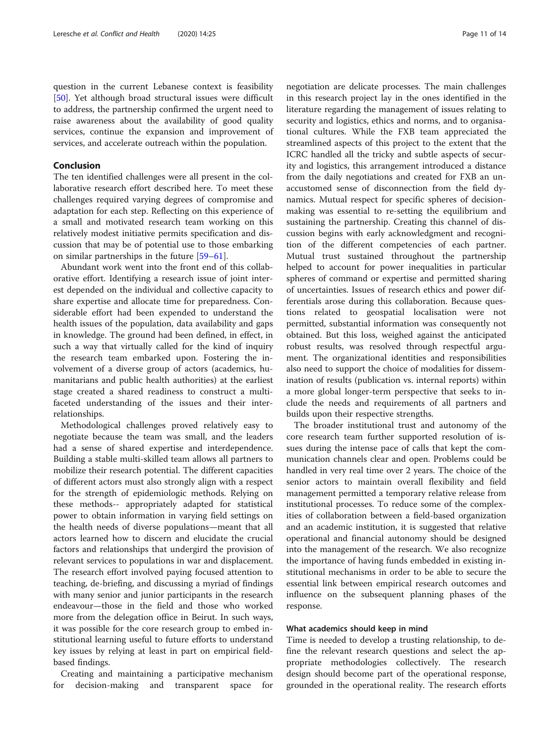question in the current Lebanese context is feasibility [50]. Yet although broad structural issues were difficult to address, the partnership confirmed the urgent need to raise awareness about the availability of good quality services, continue the expansion and improvement of services, and accelerate outreach within the population.

## Conclusion

The ten identified challenges were all present in the collaborative research effort described here. To meet these challenges required varying degrees of compromise and adaptation for each step. Reflecting on this experience of a small and motivated research team working on this relatively modest initiative permits specification and discussion that may be of potential use to those embarking on similar partnerships in the future [59–61].

Abundant work went into the front end of this collaborative effort. Identifying a research issue of joint interest depended on the individual and collective capacity to share expertise and allocate time for preparedness. Considerable effort had been expended to understand the health issues of the population, data availability and gaps in knowledge. The ground had been defined, in effect, in such a way that virtually called for the kind of inquiry the research team embarked upon. Fostering the involvement of a diverse group of actors (academics, humanitarians and public health authorities) at the earliest stage created a shared readiness to construct a multi-faceted understanding of the issues and their interrelationships.

Methodological challenges proved relatively easy to negotiate because the team was small, and the leaders had a sense of shared expertise and interdependence. Building a stable multi-skilled team allows all partners to mobilize their research potential. The different capacities of different actors must also strongly align with a respect for the strength of epidemiologic methods. Relying on these methods-- appropriately adapted for statistical power to obtain information in varying field settings on the health needs of diverse populations—meant that all actors learned how to discern and elucidate the crucial factors and relationships that undergird the provision of relevant services to populations in war and displacement. The research effort involved paying focused attention to teaching, de-briefing, and discussing a myriad of findings with many senior and junior participants in the research endeavour—those in the field and those who worked more from the delegation office in Beirut. In such ways, it was possible for the core research group to embed institutional learning useful to future efforts to understand key issues by relying at least in part on empirical field-based findings.

Creating and maintaining a participative mechanism for decision-making and transparent space for negotiation are delicate processes. The main challenges in this research project lay in the ones identified in the literature regarding the management of issues relating to security and logistics, ethics and norms, and to organisational cultures. While the FXB team appreciated the streamlined aspects of this project to the extent that the ICRC handled all the tricky and subtle aspects of security and logistics, this arrangement introduced a distance from the daily negotiations and created for FXB an unaccustomed sense of disconnection from the field dynamics. Mutual respect for specific spheres of decision-making was essential to re-setting the equilibrium and sustaining the partnership. Creating this channel of discussion begins with early acknowledgment and recognition of the different competencies of each partner. Mutual trust sustained throughout the partnership helped to account for power inequalities in particular spheres of command or expertise and permitted sharing of uncertainties. Issues of research ethics and power differentials arose during this collaboration. Because questions related to geospatial localisation were not permitted, substantial information was consequently not obtained. But this loss, weighed against the anticipated robust results, was resolved through respectful argument. The organizational identities and responsibilities also need to support the choice of modalities for dissemination of results (publication vs. internal reports) within a more global longer-term perspective that seeks to include the needs and requirements of all partners and builds upon their respective strengths.

The broader institutional trust and autonomy of the core research team further supported resolution of issues during the intense pace of calls that kept the communication channels clear and open. Problems could be handled in very real time over 2 years. The choice of the senior actors to maintain overall flexibility and field management permitted a temporary relative release from institutional processes. To reduce some of the complexities of collaboration between a field-based organization and an academic institution, it is suggested that relative operational and financial autonomy should be designed into the management of the research. We also recognize the importance of having funds embedded in existing institutional mechanisms in order to be able to secure the essential link between empirical research outcomes and influence on the subsequent planning phases of the response.

### What academics should keep in mind

Time is needed to develop a trusting relationship, to define the relevant research questions and select the appropriate methodologies collectively. The research design should become part of the operational response, grounded in the operational reality. The research efforts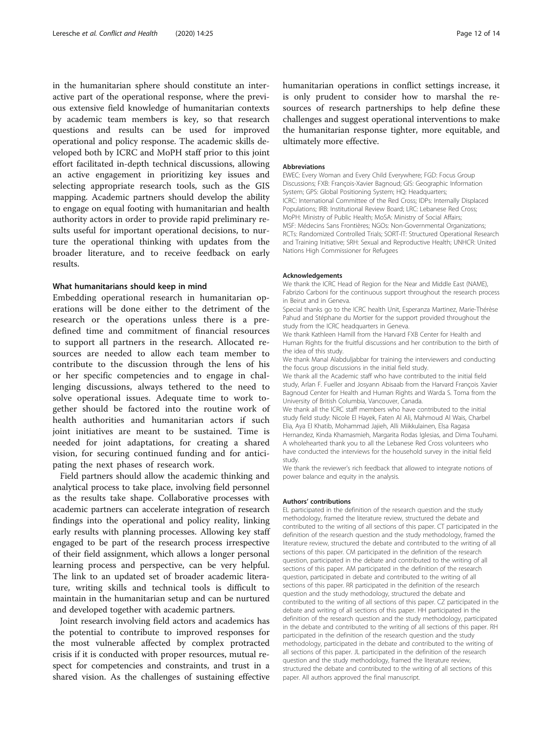in the humanitarian sphere should constitute an interactive part of the operational response, where the previous extensive field knowledge of humanitarian contexts by academic team members is key, so that research questions and results can be used for improved operational and policy response. The academic skills developed both by ICRC and MoPH staff prior to this joint effort facilitated in-depth technical discussions, allowing an active engagement in prioritizing key issues and selecting appropriate research tools, such as the GIS mapping. Academic partners should develop the ability to engage on equal footing with humanitarian and health authority actors in order to provide rapid preliminary results useful for important operational decisions, to nurture the operational thinking with updates from the broader literature, and to receive feedback on early results.

#### What humanitarians should keep in mind

Embedding operational research in humanitarian operations will be done either to the detriment of the research or the operations unless there is a predefined time and commitment of financial resources to support all partners in the research. Allocated resources are needed to allow each team member to contribute to the discussion through the lens of his or her specific competencies and to engage in challenging discussions, always tethered to the need to solve operational issues. Adequate time to work together should be factored into the routine work of health authorities and humanitarian actors if such joint initiatives are meant to be sustained. Time is needed for joint adaptations, for creating a shared vision, for securing continued funding and for anticipating the next phases of research work.

Field partners should allow the academic thinking and analytical process to take place, involving field personnel as the results take shape. Collaborative processes with academic partners can accelerate integration of research findings into the operational and policy reality, linking early results with planning processes. Allowing key staff engaged to be part of the research process irrespective of their field assignment, which allows a longer personal learning process and perspective, can be very helpful. The link to an updated set of broader academic literature, writing skills and technical tools is difficult to maintain in the humanitarian setup and can be nurtured and developed together with academic partners.

Joint research involving field actors and academics has the potential to contribute to improved responses for the most vulnerable affected by complex protracted crisis if it is conducted with proper resources, mutual respect for competencies and constraints, and trust in a shared vision. As the challenges of sustaining effective humanitarian operations in conflict settings increase, it is only prudent to consider how to marshal the resources of research partnerships to help define these challenges and suggest operational interventions to make the humanitarian response tighter, more equitable, and ultimately more effective.

#### Abbreviations

EWEC: Every Woman and Every Child Everywhere; FGD: Focus Group Discussions; FXB: François-Xavier Bagnoud; GIS: Geographic Information System; GPS: Global Positioning System; HQ: Headquarters; ICRC: International Committee of the Red Cross; IDPs: Internally Displaced Populations; IRB: Institutional Review Board; LRC: Lebanese Red Cross; MoPH: Ministry of Public Health; MoSA: Ministry of Social Affairs; MSF: Médecins Sans Frontières; NGOs: Non-Governmental Organizations; RCTs: Randomized Controlled Trials; SORT-IT: Structured Operational Research and Training Initiative; SRH: Sexual and Reproductive Health; UNHCR: United Nations High Commissioner for Refugees

#### Acknowledgements

We thank the ICRC Head of Region for the Near and Middle East (NAME), Fabrizio Carboni for the continuous support throughout the research process in Beirut and in Geneva.

Special thanks go to the ICRC health Unit, Esperanza Martinez, Marie-Thérèse Pahud and Stéphane du Mortier for the support provided throughout the study from the ICRC headquarters in Geneva.

We thank Kathleen Hamill from the Harvard FXB Center for Health and Human Rights for the fruitful discussions and her contribution to the birth of the idea of this study.

We thank Manal Alabduljabbar for training the interviewers and conducting the focus group discussions in the initial field study.

We thank all the Academic staff who have contributed to the initial field study, Arlan F. Fueller and Josyann Abisaab from the Harvard François Xavier Bagnoud Center for Health and Human Rights and Warda S. Toma from the University of British Columbia, Vancouver, Canada.

We thank all the ICRC staff members who have contributed to the initial study field study: Nicole El Hayek, Faten Al Ali, Mahmoud Al Wais, Charbel Elia, Aya El Khatib, Mohammad Jajieh, Alli Miikkulainen, Elsa Ragasa Hernandez, Kinda Khamasmieh, Margarita Rodas Iglesias, and Dima Touhami. A wholehearted thank you to all the Lebanese Red Cross volunteers who have conducted the interviews for the household survey in the initial field study.

We thank the reviewer's rich feedback that allowed to integrate notions of power balance and equity in the analysis.

#### Authors' contributions

EL participated in the definition of the research question and the study methodology, framed the literature review, structured the debate and contributed to the writing of all sections of this paper. CT participated in the definition of the research question and the study methodology, framed the literature review, structured the debate and contributed to the writing of all sections of this paper. CM participated in the definition of the research question, participated in the debate and contributed to the writing of all sections of this paper. AM participated in the definition of the research question, participated in debate and contributed to the writing of all sections of this paper. RR participated in the definition of the research question and the study methodology, structured the debate and contributed to the writing of all sections of this paper. CZ participated in the debate and writing of all sections of this paper. HH participated in the definition of the research question and the study methodology, participated in the debate and contributed to the writing of all sections of this paper. RH participated in the definition of the research question and the study methodology, participated in the debate and contributed to the writing of all sections of this paper. JL participated in the definition of the research question and the study methodology, framed the literature review, structured the debate and contributed to the writing of all sections of this paper. All authors approved the final manuscript.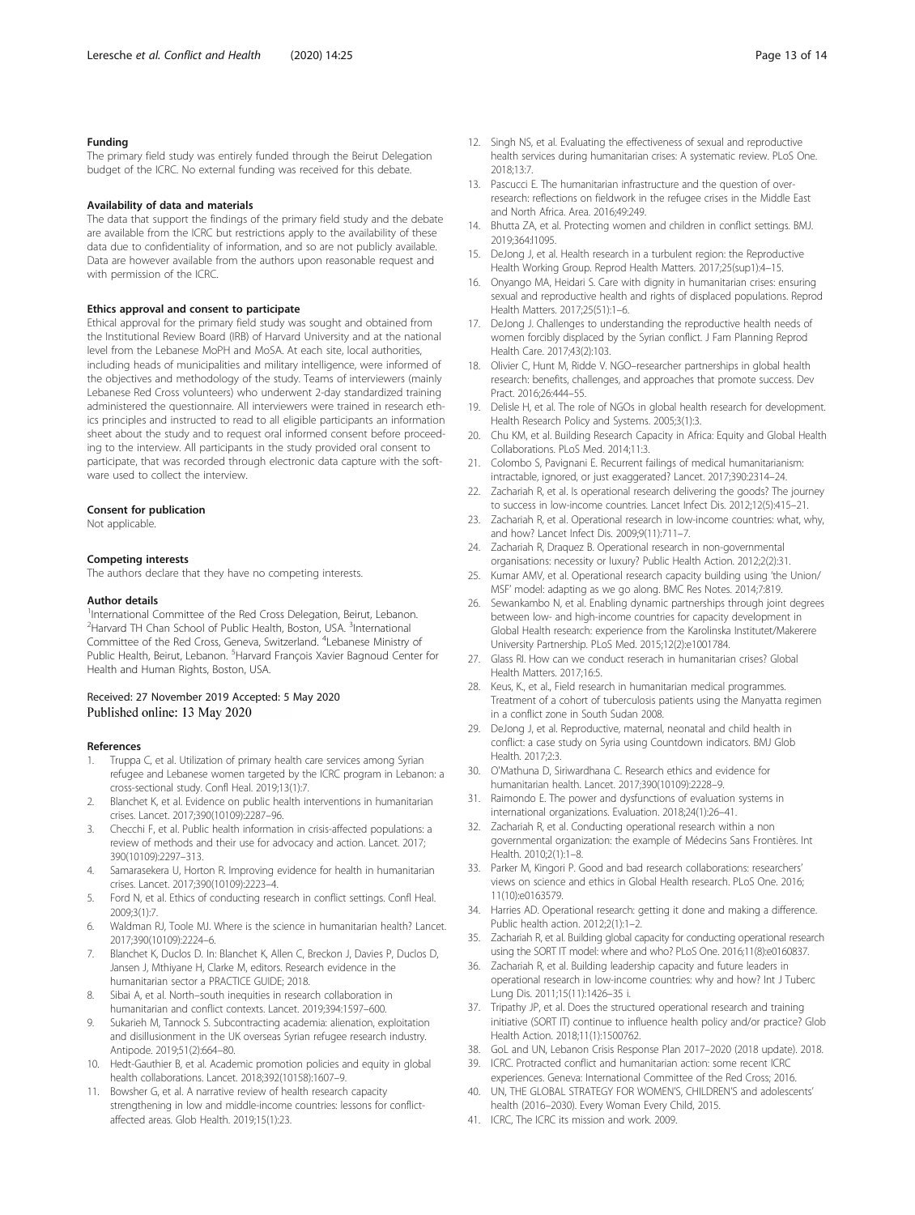#### Funding

The primary field study was entirely funded through the Beirut Delegation budget of the ICRC. No external funding was received for this debate.

#### Availability of data and materials

The data that support the findings of the primary field study and the debate are available from the ICRC but restrictions apply to the availability of these data due to confidentiality of information, and so are not publicly available. Data are however available from the authors upon reasonable request and with permission of the ICRC.

#### Ethics approval and consent to participate

Ethical approval for the primary field study was sought and obtained from the Institutional Review Board (IRB) of Harvard University and at the national level from the Lebanese MoPH and MoSA. At each site, local authorities, including heads of municipalities and military intelligence, were informed of the objectives and methodology of the study. Teams of interviewers (mainly Lebanese Red Cross volunteers) who underwent 2-day standardized training administered the questionnaire. All interviewers were trained in research ethics principles and instructed to read to all eligible participants an information sheet about the study and to request oral informed consent before proceeding to the interview. All participants in the study provided oral consent to participate, that was recorded through electronic data capture with the software used to collect the interview.

#### Consent for publication

Not applicable.

#### Competing interests

The authors declare that they have no competing interests.

#### Author details

[1]International Committee of the Red Cross Delegation, Beirut, Lebanon. [2]Harvard TH Chan School of Public Health, Boston, USA. [3]International Committee of the Red Cross, Geneva, Switzerland. [4]Lebanese Ministry of Public Health, Beirut, Lebanon. [5]Harvard François Xavier Bagnoud Center for Health and Human Rights, Boston, USA.

Received: 27 November 2019 Accepted: 5 May 2020
Published online: 13 May 2020

#### References

1. Truppa C, et al. Utilization of primary health care services among Syrian refugee and Lebanese women targeted by the ICRC program in Lebanon: a cross-sectional study. Confl Heal. 2019;13(1):7.
2. Blanchet K, et al. Evidence on public health interventions in humanitarian crises. Lancet. 2017;390(10109):2287–96.
3. Checchi F, et al. Public health information in crisis-affected populations: a review of methods and their use for advocacy and action. Lancet. 2017; 390(10109):2297–313.
4. Samarasekera U, Horton R. Improving evidence for health in humanitarian crises. Lancet. 2017;390(10109):2223–4.
5. Ford N, et al. Ethics of conducting research in conflict settings. Confl Heal. 2009;3(1):7.
6. Waldman RJ, Toole MJ. Where is the science in humanitarian health? Lancet. 2017;390(10109):2224–6.
7. Blanchet K, Duclos D. In: Blanchet K, Allen C, Breckon J, Davies P, Duclos D, Jansen J, Mthiyane H, Clarke M, editors. Research evidence in the humanitarian sector a PRACTICE GUIDE; 2018.
8. Sibai A, et al. North–south inequities in research collaboration in humanitarian and conflict contexts. Lancet. 2019;394:1597–600.
9. Sukarieh M, Tannock S. Subcontracting academia: alienation, exploitation and disillusionment in the UK overseas Syrian refugee research industry. Antipode. 2019;51(2):664–80.
10. Hedt-Gauthier B, et al. Academic promotion policies and equity in global health collaborations. Lancet. 2018;392(10158):1607–9.
11. Bowsher G, et al. A narrative review of health research capacity strengthening in low and middle-income countries: lessons for conflict-affected areas. Glob Health. 2019;15(1):23.
12. Singh NS, et al. Evaluating the effectiveness of sexual and reproductive health services during humanitarian crises: A systematic review. PLoS One. 2018;13:7.
13. Pascucci E. The humanitarian infrastructure and the question of over-research: reflections on fieldwork in the refugee crises in the Middle East and North Africa. Area. 2016;49:249.
14. Bhutta ZA, et al. Protecting women and children in conflict settings. BMJ. 2019;364:l1095.
15. DeJong J, et al. Health research in a turbulent region: the Reproductive Health Working Group. Reprod Health Matters. 2017;25(sup1):4–15.
16. Onyango MA, Heidari S. Care with dignity in humanitarian crises: ensuring sexual and reproductive health and rights of displaced populations. Reprod Health Matters. 2017;25(51):1–6.
17. DeJong J. Challenges to understanding the reproductive health needs of women forcibly displaced by the Syrian conflict. J Fam Planning Reprod Health Care. 2017;43(2):103.
18. Olivier C, Hunt M, Ridde V. NGO–researcher partnerships in global health research: benefits, challenges, and approaches that promote success. Dev Pract. 2016;26:444–55.
19. Delisle H, et al. The role of NGOs in global health research for development. Health Research Policy and Systems. 2005;3(1):3.
20. Chu KM, et al. Building Research Capacity in Africa: Equity and Global Health Collaborations. PLoS Med. 2014;11:3.
21. Colombo S, Pavignani E. Recurrent failings of medical humanitarianism: intractable, ignored, or just exaggerated? Lancet. 2017;390:2314–24.
22. Zachariah R, et al. Is operational research delivering the goods? The journey to success in low-income countries. Lancet Infect Dis. 2012;12(5):415–21.
23. Zachariah R, et al. Operational research in low-income countries: what, why, and how? Lancet Infect Dis. 2009;9(11):711–7.
24. Zachariah R, Draquez B. Operational research in non-governmental organisations: necessity or luxury? Public Health Action. 2012;2(2):31.
25. Kumar AMV, et al. Operational research capacity building using 'the Union/ MSF' model: adapting as we go along. BMC Res Notes. 2014;7:819.
26. Sewankambo N, et al. Enabling dynamic partnerships through joint degrees between low- and high-income countries for capacity development in Global Health research: experience from the Karolinska Institutet/Makerere University Partnership. PLoS Med. 2015;12(2):e1001784.
27. Glass RI. How can we conduct reserach in humanitarian crises? Global Health Matters. 2017;16:5.
28. Keus, K., et al., Field research in humanitarian medical programmes. Treatment of a cohort of tuberculosis patients using the Manyatta regimen in a conflict zone in South Sudan 2008.
29. DeJong J, et al. Reproductive, maternal, neonatal and child health in conflict: a case study on Syria using Countdown indicators. BMJ Glob Health. 2017;2:3.
30. O'Mathuna D, Siriwardhana C. Research ethics and evidence for humanitarian health. Lancet. 2017;390(10109):2228–9.
31. Raimondo E. The power and dysfunctions of evaluation systems in international organizations. Evaluation. 2018;24(1):26–41.
32. Zachariah R, et al. Conducting operational research within a non governmental organization: the example of Médecins Sans Frontières. Int Health. 2010;2(1):1–8.
33. Parker M, Kingori P. Good and bad research collaborations: researchers' views on science and ethics in Global Health research. PLoS One. 2016; 11(10):e0163579.
34. Harries AD. Operational research: getting it done and making a difference. Public health action. 2012;2(1):1–2.
35. Zachariah R, et al. Building global capacity for conducting operational research using the SORT IT model: where and who? PLoS One. 2016;11(8):e0160837.
36. Zachariah R, et al. Building leadership capacity and future leaders in operational research in low-income countries: why and how? Int J Tuberc Lung Dis. 2011;15(11):1426–35 i.
37. Tripathy JP, et al. Does the structured operational research and training initiative (SORT IT) continue to influence health policy and/or practice? Glob Health Action. 2018;11(1):1500762.
38. GoL and UN, Lebanon Crisis Response Plan 2017–2020 (2018 update). 2018.
39. ICRC. Protracted conflict and humanitarian action: some recent ICRC experiences. Geneva: International Committee of the Red Cross; 2016.
40. UN, THE GLOBAL STRATEGY FOR WOMEN'S, CHILDREN'S and adolescents' health (2016–2030). Every Woman Every Child, 2015.
41. ICRC, The ICRC its mission and work. 2009.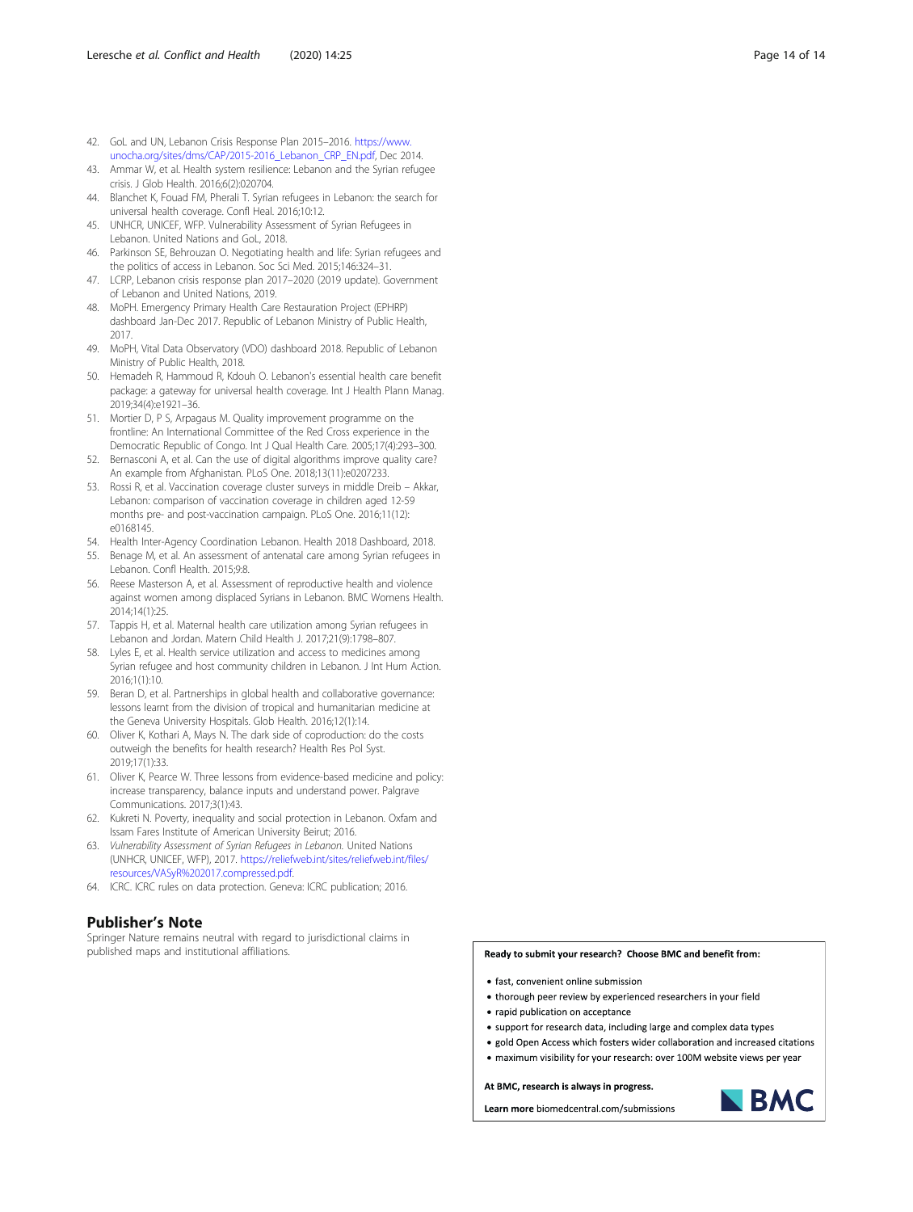42. GoL and UN, Lebanon Crisis Response Plan 2015–2016. https://www.unocha.org/sites/dms/CAP/2015-2016_Lebanon_CRP_EN.pdf, Dec 2014.
43. Ammar W, et al. Health system resilience: Lebanon and the Syrian refugee crisis. J Glob Health. 2016;6(2):020704.
44. Blanchet K, Fouad FM, Pherali T. Syrian refugees in Lebanon: the search for universal health coverage. Confl Heal. 2016;10:12.
45. UNHCR, UNICEF, WFP. Vulnerability Assessment of Syrian Refugees in Lebanon. United Nations and GoL, 2018.
46. Parkinson SE, Behrouzan O. Negotiating health and life: Syrian refugees and the politics of access in Lebanon. Soc Sci Med. 2015;146:324–31.
47. LCRP, Lebanon crisis response plan 2017–2020 (2019 update). Government of Lebanon and United Nations, 2019.
48. MoPH. Emergency Primary Health Care Restauration Project (EPHRP) dashboard Jan-Dec 2017. Republic of Lebanon Ministry of Public Health, 2017.
49. MoPH, Vital Data Observatory (VDO) dashboard 2018. Republic of Lebanon Ministry of Public Health, 2018.
50. Hemadeh R, Hammoud R, Kdouh O. Lebanon's essential health care benefit package: a gateway for universal health coverage. Int J Health Plann Manag. 2019;34(4):e1921–36.
51. Mortier D, P S, Arpagaus M. Quality improvement programme on the frontline: An International Committee of the Red Cross experience in the Democratic Republic of Congo. Int J Qual Health Care. 2005;17(4):293–300.
52. Bernasconi A, et al. Can the use of digital algorithms improve quality care? An example from Afghanistan. PLoS One. 2018;13(11):e0207233.
53. Rossi R, et al. Vaccination coverage cluster surveys in middle Dreib – Akkar, Lebanon: comparison of vaccination coverage in children aged 12-59 months pre- and post-vaccination campaign. PLoS One. 2016;11(12): e0168145.
54. Health Inter-Agency Coordination Lebanon. Health 2018 Dashboard, 2018.
55. Benage M, et al. An assessment of antenatal care among Syrian refugees in Lebanon. Confl Health. 2015;9:8.
56. Reese Masterson A, et al. Assessment of reproductive health and violence against women among displaced Syrians in Lebanon. BMC Womens Health. 2014;14(1):25.
57. Tappis H, et al. Maternal health care utilization among Syrian refugees in Lebanon and Jordan. Matern Child Health J. 2017;21(9):1798–807.
58. Lyles E, et al. Health service utilization and access to medicines among Syrian refugee and host community children in Lebanon. J Int Hum Action. 2016;1(1):10.
59. Beran D, et al. Partnerships in global health and collaborative governance: lessons learnt from the division of tropical and humanitarian medicine at the Geneva University Hospitals. Glob Health. 2016;12(1):14.
60. Oliver K, Kothari A, Mays N. The dark side of coproduction: do the costs outweigh the benefits for health research? Health Res Pol Syst. 2019;17(1):33.
61. Oliver K, Pearce W. Three lessons from evidence-based medicine and policy: increase transparency, balance inputs and understand power. Palgrave Communications. 2017;3(1):43.
62. Kukreti N. Poverty, inequality and social protection in Lebanon. Oxfam and Issam Fares Institute of American University Beirut; 2016.
63. *Vulnerability Assessment of Syrian Refugees in Lebanon.* United Nations (UNHCR, UNICEF, WFP), 2017. https://reliefweb.int/sites/reliefweb.int/files/resources/VASyR%202017.compressed.pdf.
64. ICRC. ICRC rules on data protection. Geneva: ICRC publication; 2016.

## Publisher's Note

Springer Nature remains neutral with regard to jurisdictional claims in published maps and institutional affiliations.

**Ready to submit your research? Choose BMC and benefit from:**

- fast, convenient online submission
- thorough peer review by experienced researchers in your field
- rapid publication on acceptance
- support for research data, including large and complex data types
- gold Open Access which fosters wider collaboration and increased citations
- maximum visibility for your research: over 100M website views per year

**At BMC, research is always in progress.**

**Learn more** biomedcentral.com/submissions